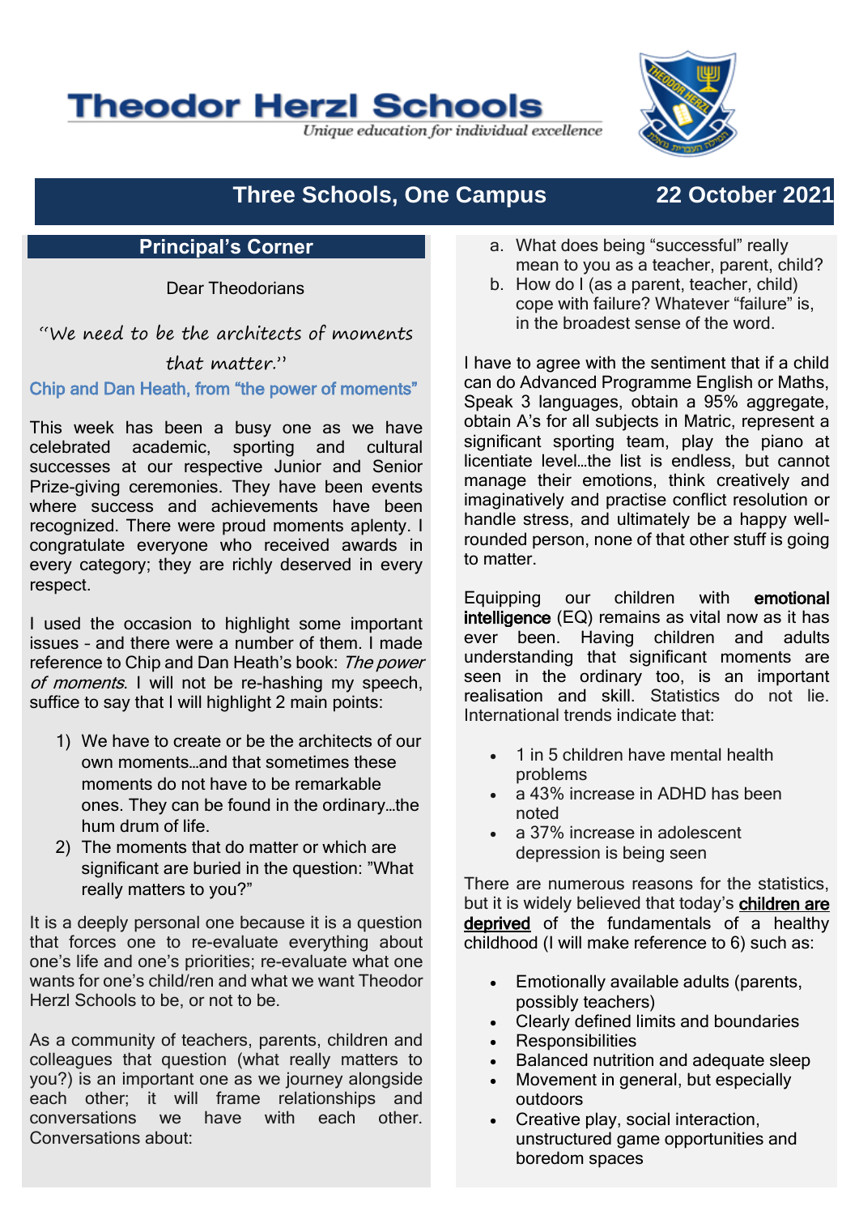# Theodor Herzl Schools

*Unique education for individual excellence*

## Three Schools, One Campus — 22 October 2021

### Principal's Corner

Dear Theodorians

*"We need to be the architects of moments that matter."*

Chip and Dan Heath, from "the power of moments"

This week has been a busy one as we have celebrated academic, sporting and cultural successes at our respective Junior and Senior Prize-giving ceremonies. They have been events where success and achievements have been recognized. There were proud moments aplenty. I congratulate everyone who received awards in every category; they are richly deserved in every respect.

I used the occasion to highlight some important issues - and there were a number of them. I made reference to Chip and Dan Heath's book: *The power of moments*. I will not be re-hashing my speech, suffice to say that I will highlight 2 main points:

1) We have to create or be the architects of our own moments…and that sometimes these moments do not have to be remarkable ones. They can be found in the ordinary…the hum drum of life.
2) The moments that do matter or which are significant are buried in the question: "What really matters to you?"

It is a deeply personal one because it is a question that forces one to re-evaluate everything about one's life and one's priorities; re-evaluate what one wants for one's child/ren and what we want Theodor Herzl Schools to be, or not to be.

As a community of teachers, parents, children and colleagues that question (what really matters to you?) is an important one as we journey alongside each other; it will frame relationships and conversations we have with each other. Conversations about:

a. What does being "successful" really mean to you as a teacher, parent, child?
b. How do I (as a parent, teacher, child) cope with failure? Whatever "failure" is, in the broadest sense of the word.

I have to agree with the sentiment that if a child can do Advanced Programme English or Maths, Speak 3 languages, obtain a 95% aggregate, obtain A's for all subjects in Matric, represent a significant sporting team, play the piano at licentiate level…the list is endless, but cannot manage their emotions, think creatively and imaginatively and practise conflict resolution or handle stress, and ultimately be a happy well-rounded person, none of that other stuff is going to matter.

Equipping our children with **emotional intelligence** (EQ) remains as vital now as it has ever been. Having children and adults understanding that significant moments are seen in the ordinary too, is an important realisation and skill. Statistics do not lie. International trends indicate that:

- 1 in 5 children have mental health problems
- a 43% increase in ADHD has been noted
- a 37% increase in adolescent depression is being seen

There are numerous reasons for the statistics, but it is widely believed that today's **children are deprived** of the fundamentals of a healthy childhood (I will make reference to 6) such as:

- Emotionally available adults (parents, possibly teachers)
- Clearly defined limits and boundaries
- Responsibilities
- Balanced nutrition and adequate sleep
- Movement in general, but especially outdoors
- Creative play, social interaction, unstructured game opportunities and boredom spaces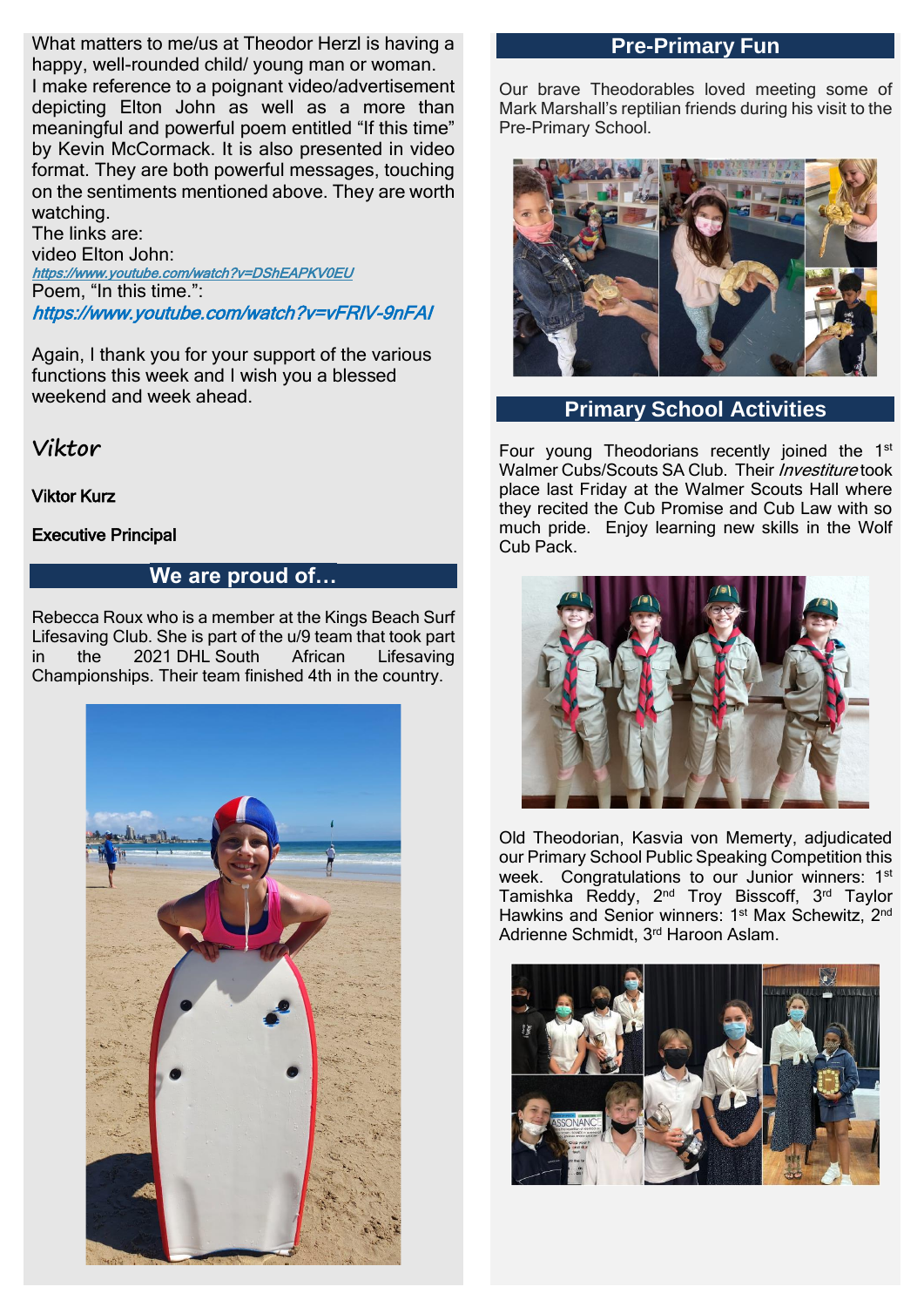What matters to me/us at Theodor Herzl is having a happy, well-rounded child/ young man or woman. I make reference to a poignant video/advertisement depicting Elton John as well as a more than meaningful and powerful poem entitled "If this time" by Kevin McCormack. It is also presented in video format. They are both powerful messages, touching on the sentiments mentioned above. They are worth watching.

The links are:

video Elton John:
https://www.youtube.com/watch?v=DShEAPKV0EU

Poem, "In this time.":
https://www.youtube.com/watch?v=vFRIV-9nFAI

Again, I thank you for your support of the various functions this week and I wish you a blessed weekend and week ahead.

*Viktor*

**Viktor Kurz**

**Executive Principal**

## We are proud of…

Rebecca Roux who is a member at the Kings Beach Surf Lifesaving Club. She is part of the u/9 team that took part in the 2021 DHL South African Lifesaving Championships. Their team finished 4th in the country.

## Pre-Primary Fun

Our brave Theodorables loved meeting some of Mark Marshall's reptilian friends during his visit to the Pre-Primary School.

## Primary School Activities

Four young Theodorians recently joined the 1st Walmer Cubs/Scouts SA Club. Their *Investiture* took place last Friday at the Walmer Scouts Hall where they recited the Cub Promise and Cub Law with so much pride. Enjoy learning new skills in the Wolf Cub Pack.

Old Theodorian, Kasvia von Memerty, adjudicated our Primary School Public Speaking Competition this week. Congratulations to our Junior winners: 1st Tamishka Reddy, 2nd Troy Bisscoff, 3rd Taylor Hawkins and Senior winners: 1st Max Schewitz, 2nd Adrienne Schmidt, 3rd Haroon Aslam.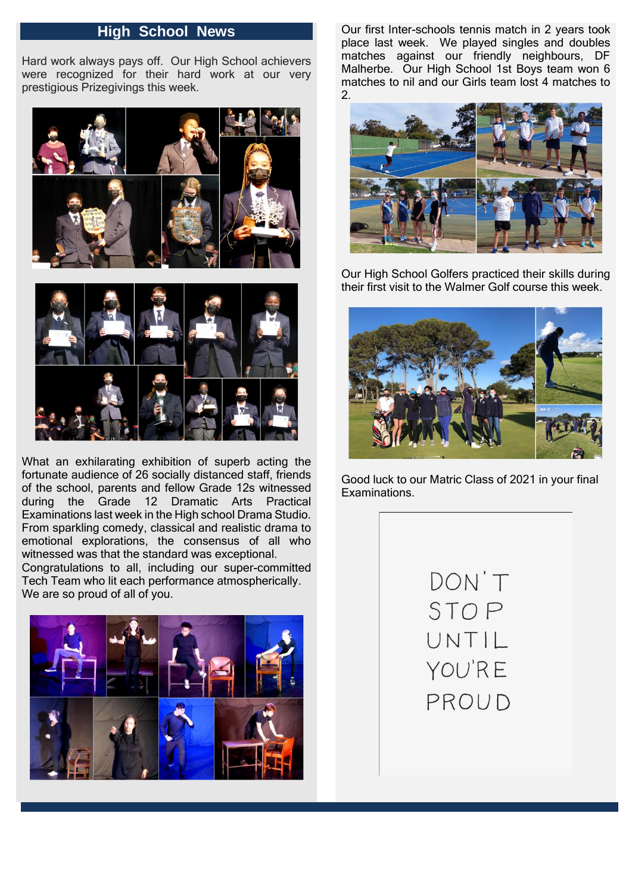## High School News

Hard work always pays off. Our High School achievers were recognized for their hard work at our very prestigious Prizegivings this week.

What an exhilarating exhibition of superb acting the fortunate audience of 26 socially distanced staff, friends of the school, parents and fellow Grade 12s witnessed during the Grade 12 Dramatic Arts Practical Examinations last week in the High school Drama Studio. From sparkling comedy, classical and realistic drama to emotional explorations, the consensus of all who witnessed was that the standard was exceptional. Congratulations to all, including our super-committed Tech Team who lit each performance atmospherically. We are so proud of all of you.

Our first Inter-schools tennis match in 2 years took place last week. We played singles and doubles matches against our friendly neighbours, DF Malherbe. Our High School 1st Boys team won 6 matches to nil and our Girls team lost 4 matches to 2.

Our High School Golfers practiced their skills during their first visit to the Walmer Golf course this week.

Good luck to our Matric Class of 2021 in your final Examinations.

DON'T STOP UNTIL YOU'RE PROUD